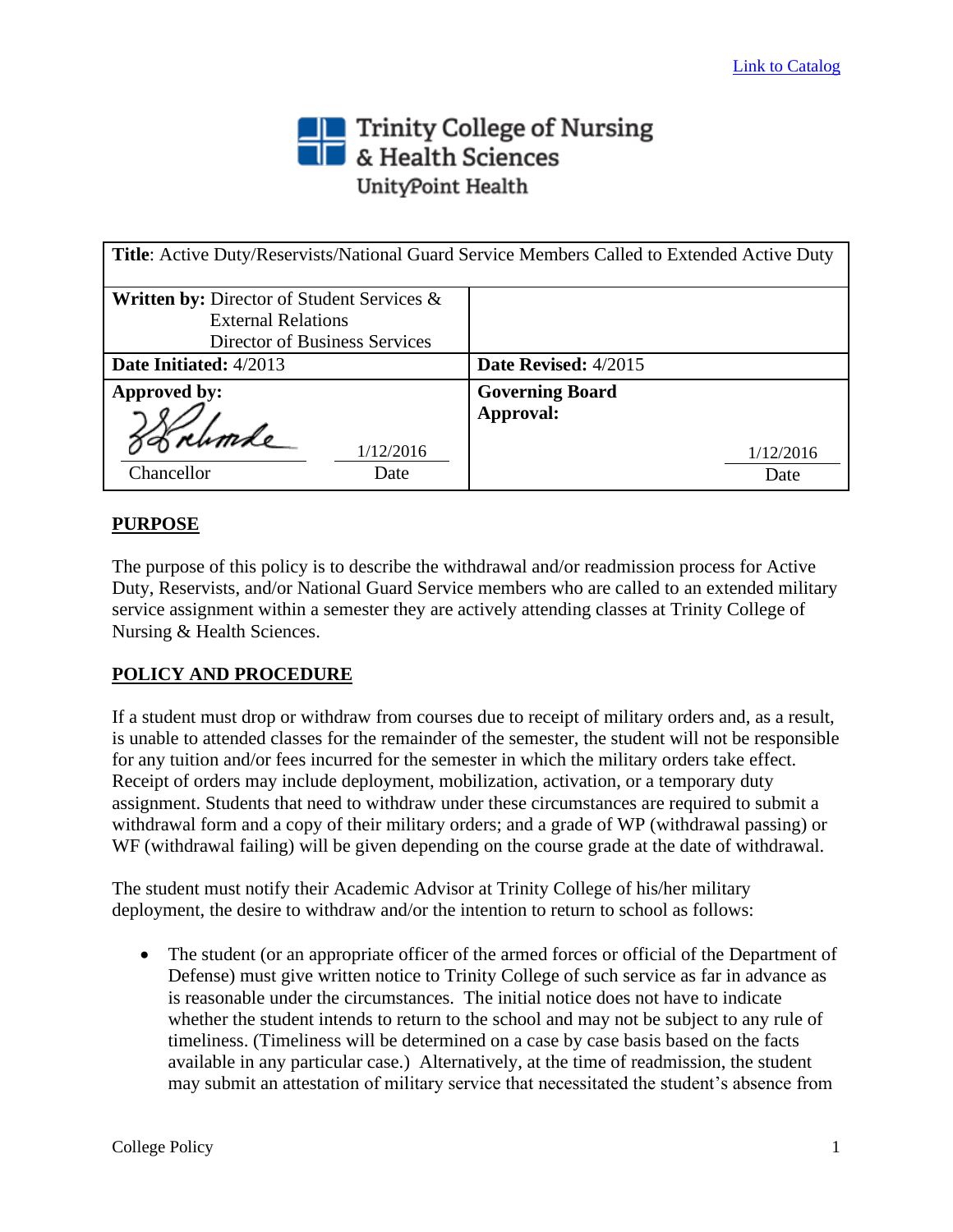[Link to Catalog]

Trinity College of Nursing & Health Sciences
UnityPoint Health

| **Title**: Active Duty/Reservists/National Guard Service Members Called to Extended Active Duty | |
|---|---|
| **Written by:** Director of Student Services & External Relations, Director of Business Services | |
| **Date Initiated:** 4/2013 | **Date Revised:** 4/2015 |
| **Approved by:** Chancellor — Date: 1/12/2016 | **Governing Board Approval:** Date: 1/12/2016 |

## PURPOSE

The purpose of this policy is to describe the withdrawal and/or readmission process for Active Duty, Reservists, and/or National Guard Service members who are called to an extended military service assignment within a semester they are actively attending classes at Trinity College of Nursing & Health Sciences.

## POLICY AND PROCEDURE

If a student must drop or withdraw from courses due to receipt of military orders and, as a result, is unable to attended classes for the remainder of the semester, the student will not be responsible for any tuition and/or fees incurred for the semester in which the military orders take effect. Receipt of orders may include deployment, mobilization, activation, or a temporary duty assignment. Students that need to withdraw under these circumstances are required to submit a withdrawal form and a copy of their military orders; and a grade of WP (withdrawal passing) or WF (withdrawal failing) will be given depending on the course grade at the date of withdrawal.

The student must notify their Academic Advisor at Trinity College of his/her military deployment, the desire to withdraw and/or the intention to return to school as follows:

- The student (or an appropriate officer of the armed forces or official of the Department of Defense) must give written notice to Trinity College of such service as far in advance as is reasonable under the circumstances. The initial notice does not have to indicate whether the student intends to return to the school and may not be subject to any rule of timeliness. (Timeliness will be determined on a case by case basis based on the facts available in any particular case.) Alternatively, at the time of readmission, the student may submit an attestation of military service that necessitated the student's absence from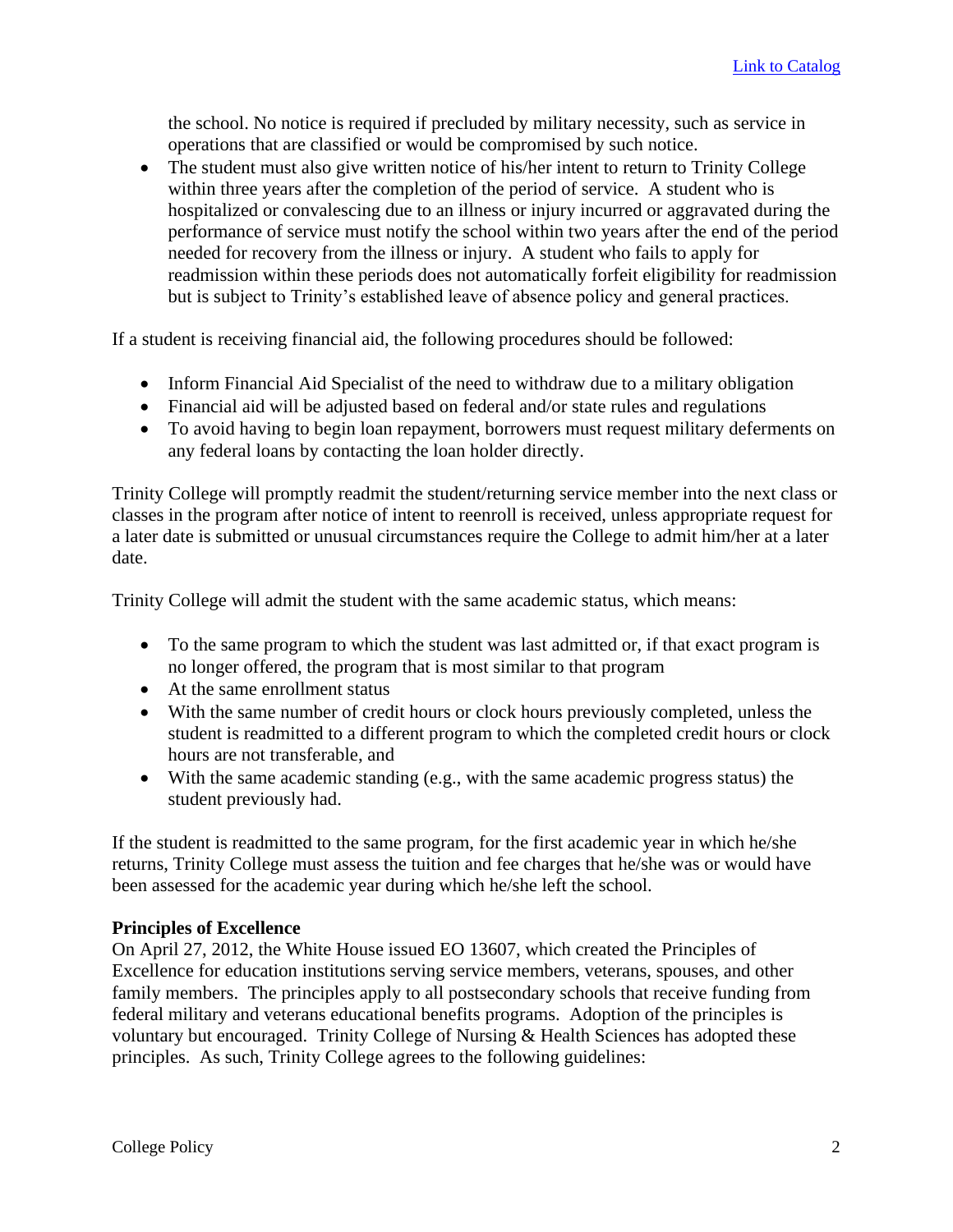the school. No notice is required if precluded by military necessity, such as service in operations that are classified or would be compromised by such notice.

- The student must also give written notice of his/her intent to return to Trinity College within three years after the completion of the period of service. A student who is hospitalized or convalescing due to an illness or injury incurred or aggravated during the performance of service must notify the school within two years after the end of the period needed for recovery from the illness or injury. A student who fails to apply for readmission within these periods does not automatically forfeit eligibility for readmission but is subject to Trinity's established leave of absence policy and general practices.

If a student is receiving financial aid, the following procedures should be followed:

- Inform Financial Aid Specialist of the need to withdraw due to a military obligation
- Financial aid will be adjusted based on federal and/or state rules and regulations
- To avoid having to begin loan repayment, borrowers must request military deferments on any federal loans by contacting the loan holder directly.

Trinity College will promptly readmit the student/returning service member into the next class or classes in the program after notice of intent to reenroll is received, unless appropriate request for a later date is submitted or unusual circumstances require the College to admit him/her at a later date.

Trinity College will admit the student with the same academic status, which means:

- To the same program to which the student was last admitted or, if that exact program is no longer offered, the program that is most similar to that program
- At the same enrollment status
- With the same number of credit hours or clock hours previously completed, unless the student is readmitted to a different program to which the completed credit hours or clock hours are not transferable, and
- With the same academic standing (e.g., with the same academic progress status) the student previously had.

If the student is readmitted to the same program, for the first academic year in which he/she returns, Trinity College must assess the tuition and fee charges that he/she was or would have been assessed for the academic year during which he/she left the school.

**Principles of Excellence**

On April 27, 2012, the White House issued EO 13607, which created the Principles of Excellence for education institutions serving service members, veterans, spouses, and other family members. The principles apply to all postsecondary schools that receive funding from federal military and veterans educational benefits programs. Adoption of the principles is voluntary but encouraged. Trinity College of Nursing & Health Sciences has adopted these principles. As such, Trinity College agrees to the following guidelines: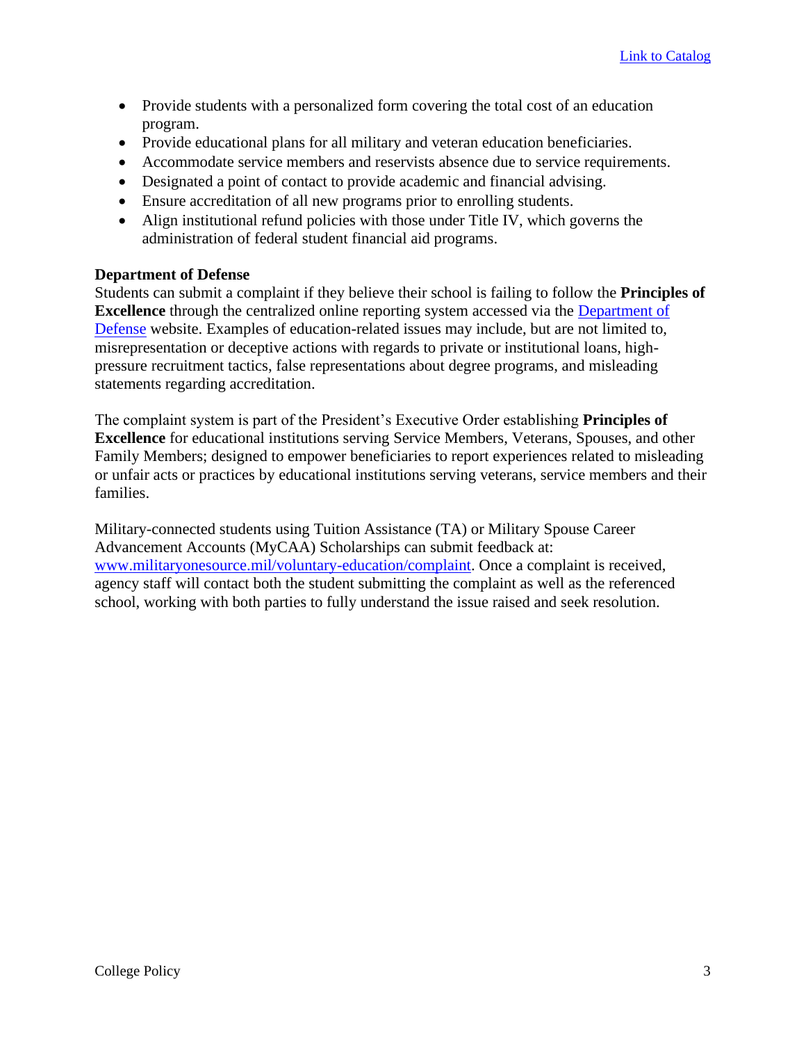- Provide students with a personalized form covering the total cost of an education program.
- Provide educational plans for all military and veteran education beneficiaries.
- Accommodate service members and reservists absence due to service requirements.
- Designated a point of contact to provide academic and financial advising.
- Ensure accreditation of all new programs prior to enrolling students.
- Align institutional refund policies with those under Title IV, which governs the administration of federal student financial aid programs.

**Department of Defense**
Students can submit a complaint if they believe their school is failing to follow the **Principles of Excellence** through the centralized online reporting system accessed via the [Department of Defense](#) website. Examples of education-related issues may include, but are not limited to, misrepresentation or deceptive actions with regards to private or institutional loans, high-pressure recruitment tactics, false representations about degree programs, and misleading statements regarding accreditation.

The complaint system is part of the President's Executive Order establishing **Principles of Excellence** for educational institutions serving Service Members, Veterans, Spouses, and other Family Members; designed to empower beneficiaries to report experiences related to misleading or unfair acts or practices by educational institutions serving veterans, service members and their families.

Military-connected students using Tuition Assistance (TA) or Military Spouse Career Advancement Accounts (MyCAA) Scholarships can submit feedback at: [www.militaryonesource.mil/voluntary-education/complaint](http://www.militaryonesource.mil/voluntary-education/complaint). Once a complaint is received, agency staff will contact both the student submitting the complaint as well as the referenced school, working with both parties to fully understand the issue raised and seek resolution.